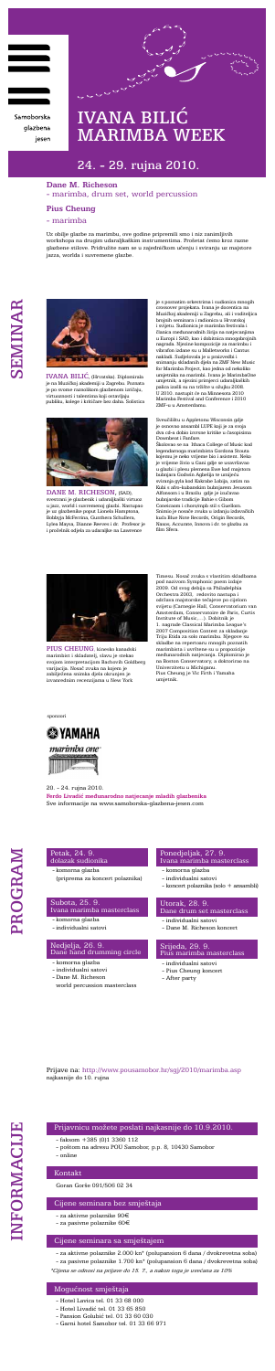Samoborska glazbena jesen

# IVANA BILIĆ MARIMBA WEEK

## 24. – 29. rujna 2010.

**Dane M. Richeson**
- marimba, drum set, world percussion

**Pius Cheung**
- marimba

Uz obilje glazbe za marimbu, ove godine pripremili smo i niz zanimljivih workshopa na drugim udaraljkaškim instrumentima. Proletat ćemo kroz razne glazbene stilove. Pridružite nam se u zajedničkom učenju i sviranju uz majstore jazza, worlda i suvremene glazbe.

# SEMINAR

**IVANA BILIĆ**, (Hrvatska). Diplomirala je na Muzičkoj akademiji u Zagrebu. Poznata je po svome rasnolikom glazbenom izričaju, virtuoznosti i talentima koji osvajaju publiku, kolege i kritičare bez daha. Solistica je s poznatim orkestrima i radionica mnogih crossover projekata. Ivana je docentica na Muzičkoj akademiji u Zagrebu, ali i voditeljica brojnih seminara i radionica u Hrvatskoj i svijetu. Sudionica je mnogih festivala i članica međunarodnih žirija na natjecanjima u Europi i SAD, kao i dobitnica mnogobrojnih nagrada. Njezine kompozicije za marimbu i vibrafon izdane su u Malletworks i Cantus nakladi. Suiljetovala je u prestižnim izmjenama skladanih djela na ZMF New Music for Marimba Project, kao jedna od nekoliko umjetnika na marimbi. Ivana je MarimbaOne umjetnik, a njezini primjerci udaraljkaških palica izašli su na tržište u obliku 2008. U 2010. nastupit će na Minnesota 2010 Marimba Festival and Conference i 2010 ZMF-u u Amsterdamu.

**DANE M. RICHESON**, (SAD), svestrani je glazbenik i udaraljkaški virtuoz u jazz, world i suvremenoj glazbi. Nastupao je uz glazbenike poput Lionela Hamptona, Bobbyja McFerrina, Gunthera Schullera, Lylea Maysa, Dianne Reeves i dr. Profesor je i pročelnik odjela za udaraljke na Lawrence Sveučilištu u Appletonu Wisconsin gdje je osnovao ensemble LUPE koji je za svoju dva cd-a dobio izvrsne kritike u časopisima Downbeat i Fanfare. Školovao se na Ithaca College of Music kod legendarnoga marimbista Gordona Stouta kojemu je neko vrijeme bio i asistent. Neko je vrijeme živio u Gani gdje se usavršavao u glazbi i plesnim plemena Ewe kod majstora bubnjara Godwin Agbelija te umijeću sviranja gyila kod Kakraba Lobija, zatim na Kubi s afro-kubanskim bubnjarem Jesusom Alfonsom i u Brazilu gdje je izučavao bubnjarske tradicije Bahie s Gibom Conceiaon i choronyjdo stil s Guellom. Snimio je mnoštvo zvuka u izdanja nekoliko kuća Blue Note Records, Origin Records, Naxos, Accurate, Innova i dr. te glazbu za film Silera.

**PIUS CHEUNG**, kinesko kanadski marimbist i skladatelj, slavu je stekao svojom interpretacijom Bachovih Goldberg varijacija. Novač zvuka na kojem je zabilježena snimka djela okruženja je izvanrednim recenzijama u New York Timesu. Nosač zvuka s vlastitim skladbama pod nazivom Symphonic poem izlazi 2009. Od svog debija sa Philadelphia Orchestra 2003., redovito nastupa i održava majstorske tečajeve po cijelom svijetu (Carnegie Hall, Conservatorium van Amsterdam, Conservatoire de Paris, Curtis Institute of Music,...). Dobitnik je 1. nagrade Classical Marimba League's 2007 Composition Contest za skladanje Trilju Elida za solo marimbu. Njegove su skladbe na repertoaru mnogih poznatih marimbista i uvrštene su u propozicije međunarodnih natjecanja. Diplomirao je na Boston Conservatory, a doktorira na Univerzitetu u Michiganu. Pius Cheung je Vic Firth i Yamaha umjetnik.

sponzori

YAMAHA

marimba one

20. – 24. rujna 2010.
**Ferdo Livadić međunarodno natjecanje mladih glazbenika**
Sve informacije na www.samoborska-glazbena-jesen.com

# PROGRAM

### Petak, 24. 9. dolazak sudionika
- komorna glazba (priprema za koncert polaznika)

### Subota, 25. 9. Ivana marimba masterclass
- komorna glazba
- individualni satovi

### Nedjelja, 26. 9. Dane hand drumming circle
- komorna glazba
- individualni satovi
- Dane M. Richeson world percussion masterclass

### Ponedjeljak, 27. 9. Ivana marimba masterclass
- komorna glazba
- individualni satovi
- koncert polaznika (solo + ansambli)

### Utorak, 28. 9. Dane drum set masterclass
- individualni satovi
- Dane M. Richeson koncert

### Srijeda, 29. 9. Pius marimba masterclass
- individualni satovi
- Pius Cheung koncert
- After party

Prijave na: http://www.pousamobor.hr/sgj/2010/marimba.asp najkasnije do 10. rujna

# INFORMACIJE

### Prijavnicu možete poslati najkasnije do 10.9.2010.
- faksom +385 (0)1 3360 112
- poštom na adresu POU Samobor, p.p. 8, 10430 Samobor
- online

### Kontakt
Goran Gorše 091/506 02 34

### Cijene seminara bez smještaja
- za aktivne polaznike 90€
- za pasivne polaznike 60€

### Cijene seminara sa smještajem
- za aktivne polaznike 2.000 kn* (polupansion 6 dana / dvokrevetna soba)
- za pasivne polaznike 1.700 kn* (polupansion 6 dana / dvokrevetna soba)

*Cijene se odnose na prijave do 15. 7., a nakon toga je uvećana za 10%

### Mogućnost smještaja
- Hotel Lavica tel. 01 33 68 000
- Hotel Livadić tel. 01 33 65 850
- Pansion Golubić tel. 01 33 60 030
- Garni hotel Samobor tel. 01 33 66 971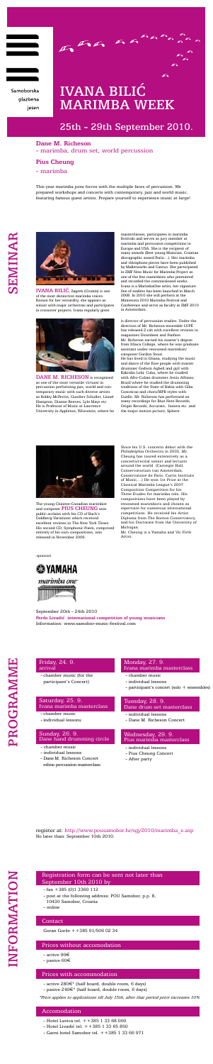Samoborska glazbena jesen

# IVANA BILIĆ MARIMBA WEEK

## 25th - 29th September 2010.

**Dane M. Richeson**
- marimba, drum set, world percussion

**Pius Cheung**
- marimba

This year marimba joins force with the multiple faces of percussion. We prepared workshops and concerts with contemporary, jazz and world music, featuring famous guest artists. Prepare yourself to experience music at large!

# SEMINAR

**IVANA BILIĆ**, Zagreb (Croatia) is one of the most distinctive marimba voices. Known for her versatility, she appears as soloist with major orchestras and participates in crossover projects. Ivana regularly gives masterclasses, participates in marimba festivals and serves as jury member at marimba and percussion competitions in Europe and USA. She is the recipient of many awards (Best young Musician, Croatian discographic award Porin...). Her marimba and vibraphone pieces have been published by Malletworks and Camus. She participated in ZMF New Music for Marimba Project as one of the few marimbists who premiered and recorded the commissioned works. Ivana is a Marimba One artist, her signature line of mallets has been launched in March 2008. In 2010 she will perform at the Minnesota 2010 Marimba Festival and Conference and serve as faculty at ZMF 2010 in Amsterdam.

**DANE M. RICHESON** is recognized as one of the most versatile virtuosi in percussion performing jazz, world and contemporary music with such diverse artists as Bobby McFerrin, Gunther Schuller, Lionel Hampton, Dianne Reeves, Lyle Mays etc. He is Professor of Music at Lawrence University in Appleton, Wisconsin, where he is director of percussion studies. Under the direction of Mr. Richeson ensemble LUPE has released 2 cds with excellent reviews in magazines Downbeat and Fanfare.
Mr. Richeson earned his master's degree from Ithaca College, where he was graduate assistant under renowned marimbist/composer Gordon Stout.
He has lived in Ghana, studying the music and dance of the Ewe people with master drummer Godwin Agbeli and gyil with Kakraba Lobi; Cuba, where he studied with Afro-Cuban drummer Jesús Alfonso; Brazil where he studied the drumming traditions of the State of Bahia with Gilsa Conceicao and chero/MPB styles with Guello. Mr. Richeson has performed on many recordings for Blue Note Records, Origin Records, Accurate, Innova etc. and the major motion picture, Sphere.

The young Chinese-Canadian marimbist and composer **PIUS CHEUNG** won public acclaim with his CD of Bach's Goldberg Variations which received excellent reviews in The New York Times. His second CD, Symphonic Poem, comprised entirely of his own compositions, was released in November 2009. Since his U.S. concerto debut with the Philadelphia Orchestra in 2003, Mr. Cheung has toured extensively as a concerto/recital soloist and lecturer around the world. (Carnegie Hall, Conservatorium van Amsterdam, Conservatoire de Paris, Curtis Institute of Music,...) He won 1st Prize at the Classical Marimba League's 2007 Composition Competition for his Three Etudes for marimba solo. His compositions have been played by renowned marimbists and chosen as repertoire for numerous international competitions. He received his Artist Diploma from The Boston Conservatory, and his Doctorate from the University of Michigan.
Mr. Cheung is a Yamaha and Vic Firth Artist.

sponzori

YAMAHA
marimba one

September 20th - 24th 2010
**Ferdo Livadić international competition of young musicians**
Information: www.samobor-music-festival.com

# PROGRAMME

### Friday, 24. 9. arrival
- chamber music (for the participant's Concert)

### Saturday, 25. 9. Ivana marimba masterclass
- chamber music
- individual lessons

### Sunday, 26. 9. Dane hand drumming circle
- chamber music
- individual lessons
- Dane M. Richeson Concert ethno percussion masterclass

### Monday, 27. 9. Ivana marimba masterclass
- chamber music
- individual lessons
- participant's concert (solo + ensembles)

### Tuesday, 28. 9. Dane drum set masterclass
- individual lessons
- Dane M. Richeson Concert

### Wednesday, 29. 9. Pius marimba masterclass
- individual lessons
- Pius Cheung Concert
- After party

register at: http://www.pousamobor.hr/sgj/2010/marimba_e.asp
No later than: September 10th 2010.

# INFORMATION

### Registration form can be sent not later than September 10th 2010 by
- fax +385 (0)1 3360 112
- post at the following address: POU Samobor, p.p. 8, 10430 Samobor, Croatia
- online

### Contact
Goran Gorše ++385 91/506 02 34

### Prices without accomodation
- active 90€
- passive 60€

### Prices with accommodation
- active 280€* (half board, double room, 6 days)
- passive 240€* (half board, double room, 6 days)

*Price applies to applications till July 15th, after that period price increases 10%

### Accomodation
- Hotel Lavica tel. ++385 1 33 68 000
- Hotel Livadić tel. ++385 1 33 65 850
- Garni hotel Samobor tel. ++385 1 33 66 971